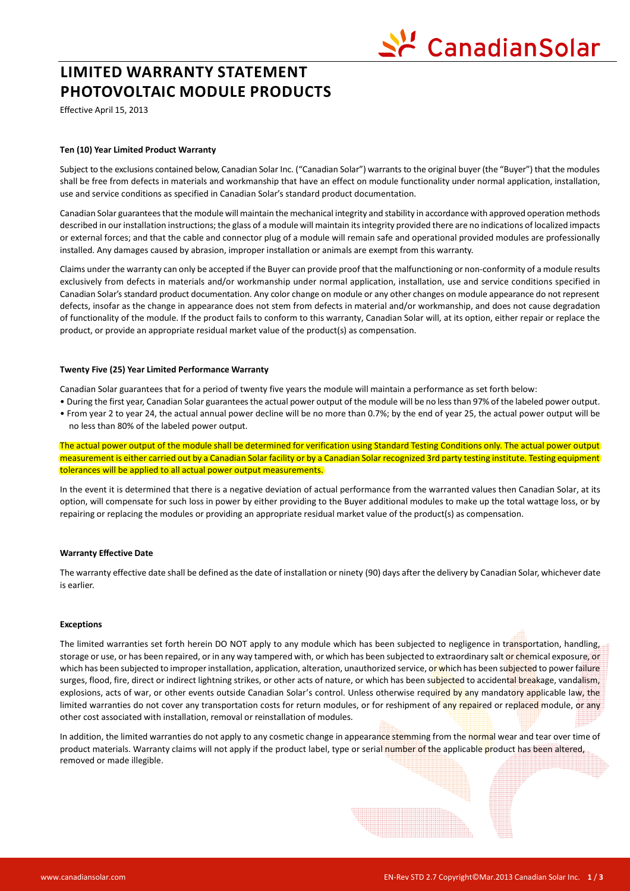# LIMITED WARRANTY STATEMENT PHOTOVOLTAIC MODULE PRODUCTS

Effective April 15, 2013

**Ten (10) Year Limited Product Warranty**

Subject to the exclusions contained below, Canadian Solar Inc. ("Canadian Solar") warrants to the original buyer (the "Buyer") that the modules shall be free from defects in materials and workmanship that have an effect on module functionality under normal application, installation, use and service conditions as specified in Canadian Solar's standard product documentation.

Canadian Solar guarantees that the module will maintain the mechanical integrity and stability in accordance with approved operation methods described in our installation instructions; the glass of a module will maintain its integrity provided there are no indications of localized impacts or external forces; and that the cable and connector plug of a module will remain safe and operational provided modules are professionally installed. Any damages caused by abrasion, improper installation or animals are exempt from this warranty.

Claims under the warranty can only be accepted if the Buyer can provide proof that the malfunctioning or non-conformity of a module results exclusively from defects in materials and/or workmanship under normal application, installation, use and service conditions specified in Canadian Solar's standard product documentation. Any color change on module or any other changes on module appearance do not represent defects, insofar as the change in appearance does not stem from defects in material and/or workmanship, and does not cause degradation of functionality of the module. If the product fails to conform to this warranty, Canadian Solar will, at its option, either repair or replace the product, or provide an appropriate residual market value of the product(s) as compensation.

**Twenty Five (25) Year Limited Performance Warranty**

Canadian Solar guarantees that for a period of twenty five years the module will maintain a performance as set forth below:

- During the first year, Canadian Solar guarantees the actual power output of the module will be no less than 97% of the labeled power output.
- From year 2 to year 24, the actual annual power decline will be no more than 0.7%; by the end of year 25, the actual power output will be no less than 80% of the labeled power output.

The actual power output of the module shall be determined for verification using Standard Testing Conditions only. The actual power output measurement is either carried out by a Canadian Solar facility or by a Canadian Solar recognized 3rd party testing institute. Testing equipment tolerances will be applied to all actual power output measurements.

In the event it is determined that there is a negative deviation of actual performance from the warranted values then Canadian Solar, at its option, will compensate for such loss in power by either providing to the Buyer additional modules to make up the total wattage loss, or by repairing or replacing the modules or providing an appropriate residual market value of the product(s) as compensation.

**Warranty Effective Date**

The warranty effective date shall be defined as the date of installation or ninety (90) days after the delivery by Canadian Solar, whichever date is earlier.

**Exceptions**

The limited warranties set forth herein DO NOT apply to any module which has been subjected to negligence in transportation, handling, storage or use, or has been repaired, or in any way tampered with, or which has been subjected to extraordinary salt or chemical exposure, or which has been subjected to improper installation, application, alteration, unauthorized service, or which has been subjected to power failure surges, flood, fire, direct or indirect lightning strikes, or other acts of nature, or which has been subjected to accidental breakage, vandalism, explosions, acts of war, or other events outside Canadian Solar's control. Unless otherwise required by any mandatory applicable law, the limited warranties do not cover any transportation costs for return modules, or for reshipment of any repaired or replaced module, or any other cost associated with installation, removal or reinstallation of modules.

In addition, the limited warranties do not apply to any cosmetic change in appearance stemming from the normal wear and tear over time of product materials. Warranty claims will not apply if the product label, type or serial number of the applicable product has been altered, removed or made illegible.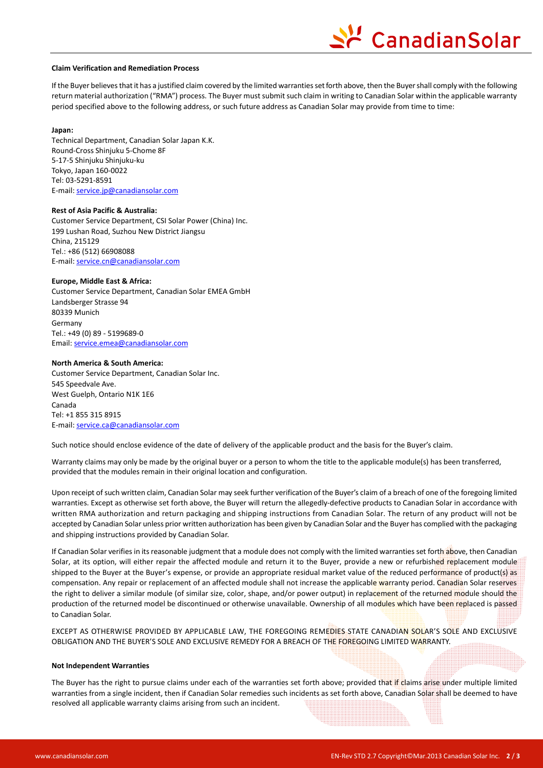**Claim Verification and Remediation Process**

If the Buyer believes that it has a justified claim covered by the limited warranties set forth above, then the Buyer shall comply with the following return material authorization ("RMA") process. The Buyer must submit such claim in writing to Canadian Solar within the applicable warranty period specified above to the following address, or such future address as Canadian Solar may provide from time to time:

**Japan:**
Technical Department, Canadian Solar Japan K.K.
Round-Cross Shinjuku 5-Chome 8F
5-17-5 Shinjuku Shinjuku-ku
Tokyo, Japan 160-0022
Tel: 03-5291-8591
E-mail: service.jp@canadiansolar.com

**Rest of Asia Pacific & Australia:**
Customer Service Department, CSI Solar Power (China) Inc.
199 Lushan Road, Suzhou New District Jiangsu
China, 215129
Tel.: +86 (512) 66908088
E-mail: service.cn@canadiansolar.com

**Europe, Middle East & Africa:**
Customer Service Department, Canadian Solar EMEA GmbH
Landsberger Strasse 94
80339 Munich
Germany
Tel.: +49 (0) 89 - 5199689-0
Email: service.emea@canadiansolar.com

**North America & South America:**
Customer Service Department, Canadian Solar Inc.
545 Speedvale Ave.
West Guelph, Ontario N1K 1E6
Canada
Tel: +1 855 315 8915
E-mail: service.ca@canadiansolar.com

Such notice should enclose evidence of the date of delivery of the applicable product and the basis for the Buyer's claim.

Warranty claims may only be made by the original buyer or a person to whom the title to the applicable module(s) has been transferred, provided that the modules remain in their original location and configuration.

Upon receipt of such written claim, Canadian Solar may seek further verification of the Buyer's claim of a breach of one of the foregoing limited warranties. Except as otherwise set forth above, the Buyer will return the allegedly-defective products to Canadian Solar in accordance with written RMA authorization and return packaging and shipping instructions from Canadian Solar. The return of any product will not be accepted by Canadian Solar unless prior written authorization has been given by Canadian Solar and the Buyer has complied with the packaging and shipping instructions provided by Canadian Solar.

If Canadian Solar verifies in its reasonable judgment that a module does not comply with the limited warranties set forth above, then Canadian Solar, at its option, will either repair the affected module and return it to the Buyer, provide a new or refurbished replacement module shipped to the Buyer at the Buyer's expense, or provide an appropriate residual market value of the reduced performance of product(s) as compensation. Any repair or replacement of an affected module shall not increase the applicable warranty period. Canadian Solar reserves the right to deliver a similar module (of similar size, color, shape, and/or power output) in replacement of the returned module should the production of the returned model be discontinued or otherwise unavailable. Ownership of all modules which have been replaced is passed to Canadian Solar.

EXCEPT AS OTHERWISE PROVIDED BY APPLICABLE LAW, THE FOREGOING REMEDIES STATE CANADIAN SOLAR'S SOLE AND EXCLUSIVE OBLIGATION AND THE BUYER'S SOLE AND EXCLUSIVE REMEDY FOR A BREACH OF THE FOREGOING LIMITED WARRANTY.

**Not Independent Warranties**

The Buyer has the right to pursue claims under each of the warranties set forth above; provided that if claims arise under multiple limited warranties from a single incident, then if Canadian Solar remedies such incidents as set forth above, Canadian Solar shall be deemed to have resolved all applicable warranty claims arising from such an incident.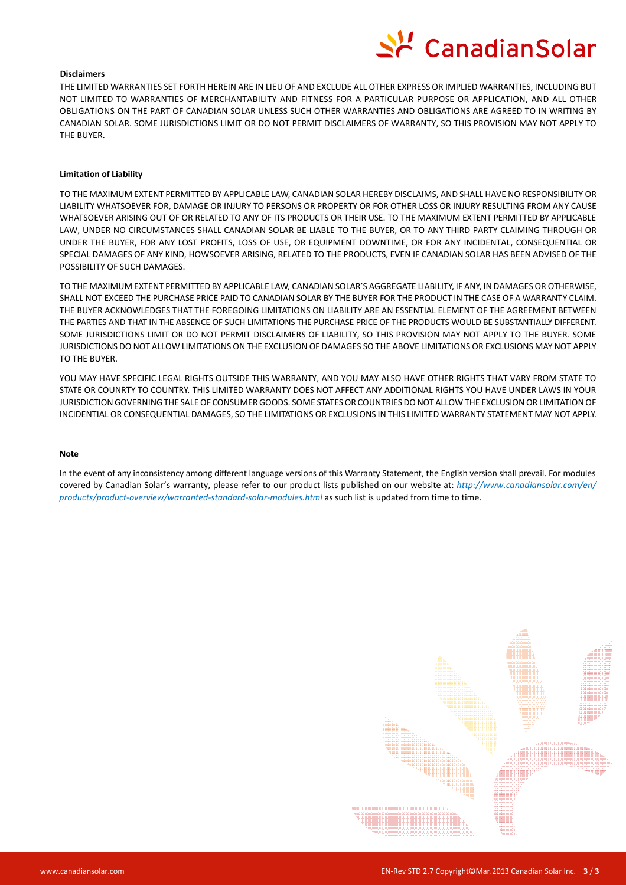**Disclaimers**

THE LIMITED WARRANTIES SET FORTH HEREIN ARE IN LIEU OF AND EXCLUDE ALL OTHER EXPRESS OR IMPLIED WARRANTIES, INCLUDING BUT NOT LIMITED TO WARRANTIES OF MERCHANTABILITY AND FITNESS FOR A PARTICULAR PURPOSE OR APPLICATION, AND ALL OTHER OBLIGATIONS ON THE PART OF CANADIAN SOLAR UNLESS SUCH OTHER WARRANTIES AND OBLIGATIONS ARE AGREED TO IN WRITING BY CANADIAN SOLAR. SOME JURISDICTIONS LIMIT OR DO NOT PERMIT DISCLAIMERS OF WARRANTY, SO THIS PROVISION MAY NOT APPLY TO THE BUYER.

**Limitation of Liability**

TO THE MAXIMUM EXTENT PERMITTED BY APPLICABLE LAW, CANADIAN SOLAR HEREBY DISCLAIMS, AND SHALL HAVE NO RESPONSIBILITY OR LIABILITY WHATSOEVER FOR, DAMAGE OR INJURY TO PERSONS OR PROPERTY OR FOR OTHER LOSS OR INJURY RESULTING FROM ANY CAUSE WHATSOEVER ARISING OUT OF OR RELATED TO ANY OF ITS PRODUCTS OR THEIR USE. TO THE MAXIMUM EXTENT PERMITTED BY APPLICABLE LAW, UNDER NO CIRCUMSTANCES SHALL CANADIAN SOLAR BE LIABLE TO THE BUYER, OR TO ANY THIRD PARTY CLAIMING THROUGH OR UNDER THE BUYER, FOR ANY LOST PROFITS, LOSS OF USE, OR EQUIPMENT DOWNTIME, OR FOR ANY INCIDENTAL, CONSEQUENTIAL OR SPECIAL DAMAGES OF ANY KIND, HOWSOEVER ARISING, RELATED TO THE PRODUCTS, EVEN IF CANADIAN SOLAR HAS BEEN ADVISED OF THE POSSIBILITY OF SUCH DAMAGES.

TO THE MAXIMUM EXTENT PERMITTED BY APPLICABLE LAW, CANADIAN SOLAR'S AGGREGATE LIABILITY, IF ANY, IN DAMAGES OR OTHERWISE, SHALL NOT EXCEED THE PURCHASE PRICE PAID TO CANADIAN SOLAR BY THE BUYER FOR THE PRODUCT IN THE CASE OF A WARRANTY CLAIM. THE BUYER ACKNOWLEDGES THAT THE FOREGOING LIMITATIONS ON LIABILITY ARE AN ESSENTIAL ELEMENT OF THE AGREEMENT BETWEEN THE PARTIES AND THAT IN THE ABSENCE OF SUCH LIMITATIONS THE PURCHASE PRICE OF THE PRODUCTS WOULD BE SUBSTANTIALLY DIFFERENT. SOME JURISDICTIONS LIMIT OR DO NOT PERMIT DISCLAIMERS OF LIABILITY, SO THIS PROVISION MAY NOT APPLY TO THE BUYER. SOME JURISDICTIONS DO NOT ALLOW LIMITATIONS ON THE EXCLUSION OF DAMAGES SO THE ABOVE LIMITATIONS OR EXCLUSIONS MAY NOT APPLY TO THE BUYER.

YOU MAY HAVE SPECIFIC LEGAL RIGHTS OUTSIDE THIS WARRANTY, AND YOU MAY ALSO HAVE OTHER RIGHTS THAT VARY FROM STATE TO STATE OR COUNRTY TO COUNTRY. THIS LIMITED WARRANTY DOES NOT AFFECT ANY ADDITIONAL RIGHTS YOU HAVE UNDER LAWS IN YOUR JURISDICTION GOVERNING THE SALE OF CONSUMER GOODS. SOME STATES OR COUNTRIES DO NOT ALLOW THE EXCLUSION OR LIMITATION OF INCIDENTIAL OR CONSEQUENTIAL DAMAGES, SO THE LIMITATIONS OR EXCLUSIONS IN THIS LIMITED WARRANTY STATEMENT MAY NOT APPLY.

**Note**

In the event of any inconsistency among different language versions of this Warranty Statement, the English version shall prevail. For modules covered by Canadian Solar's warranty, please refer to our product lists published on our website at: *http://www.canadiansolar.com/en/products/product-overview/warranted-standard-solar-modules.html* as such list is updated from time to time.